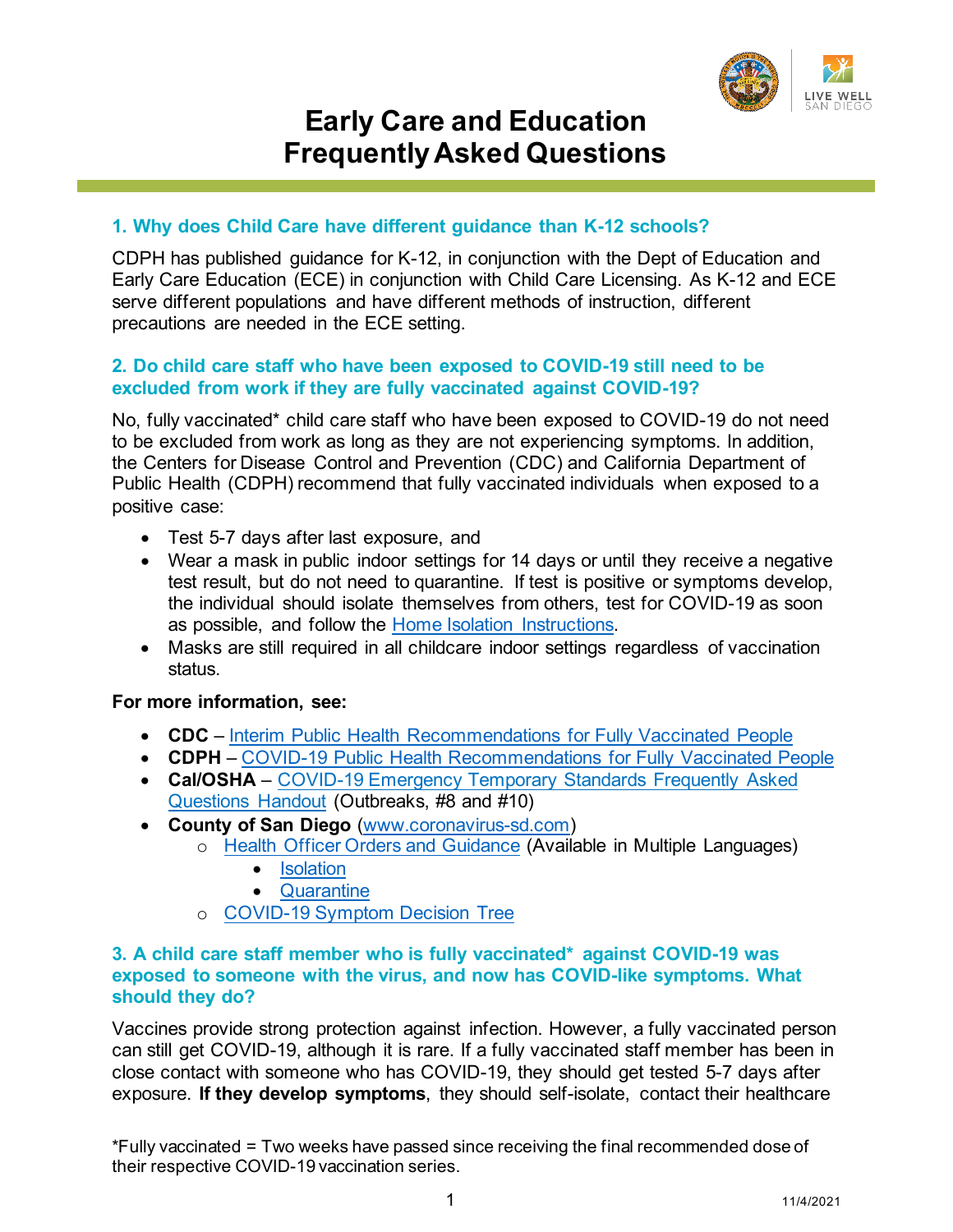# Early Care and Education Frequently Asked Questions

### 1. Why does Child Care have different guidance than K-12 schools?

CDPH has published guidance for K-12, in conjunction with the Dept of Education and Early Care Education (ECE) in conjunction with Child Care Licensing. As K-12 and ECE serve different populations and have different methods of instruction, different precautions are needed in the ECE setting.

### 2. Do child care staff who have been exposed to COVID-19 still need to be excluded from work if they are fully vaccinated against COVID-19?

No, fully vaccinated* child care staff who have been exposed to COVID-19 do not need to be excluded from work as long as they are not experiencing symptoms. In addition, the Centers for Disease Control and Prevention (CDC) and California Department of Public Health (CDPH) recommend that fully vaccinated individuals when exposed to a positive case:

- Test 5-7 days after last exposure, and
- Wear a mask in public indoor settings for 14 days or until they receive a negative test result, but do not need to quarantine. If test is positive or symptoms develop, the individual should isolate themselves from others, test for COVID-19 as soon as possible, and follow the Home Isolation Instructions.
- Masks are still required in all childcare indoor settings regardless of vaccination status.

**For more information, see:**

- **CDC** – Interim Public Health Recommendations for Fully Vaccinated People
- **CDPH** – COVID-19 Public Health Recommendations for Fully Vaccinated People
- **Cal/OSHA** – COVID-19 Emergency Temporary Standards Frequently Asked Questions Handout (Outbreaks, #8 and #10)
- **County of San Diego** (www.coronavirus-sd.com)
  - Health Officer Orders and Guidance (Available in Multiple Languages)
    - Isolation
    - Quarantine
  - COVID-19 Symptom Decision Tree

### 3. A child care staff member who is fully vaccinated* against COVID-19 was exposed to someone with the virus, and now has COVID-like symptoms. What should they do?

Vaccines provide strong protection against infection. However, a fully vaccinated person can still get COVID-19, although it is rare. If a fully vaccinated staff member has been in close contact with someone who has COVID-19, they should get tested 5-7 days after exposure. **If they develop symptoms**, they should self-isolate, contact their healthcare

*Fully vaccinated = Two weeks have passed since receiving the final recommended dose of their respective COVID-19 vaccination series.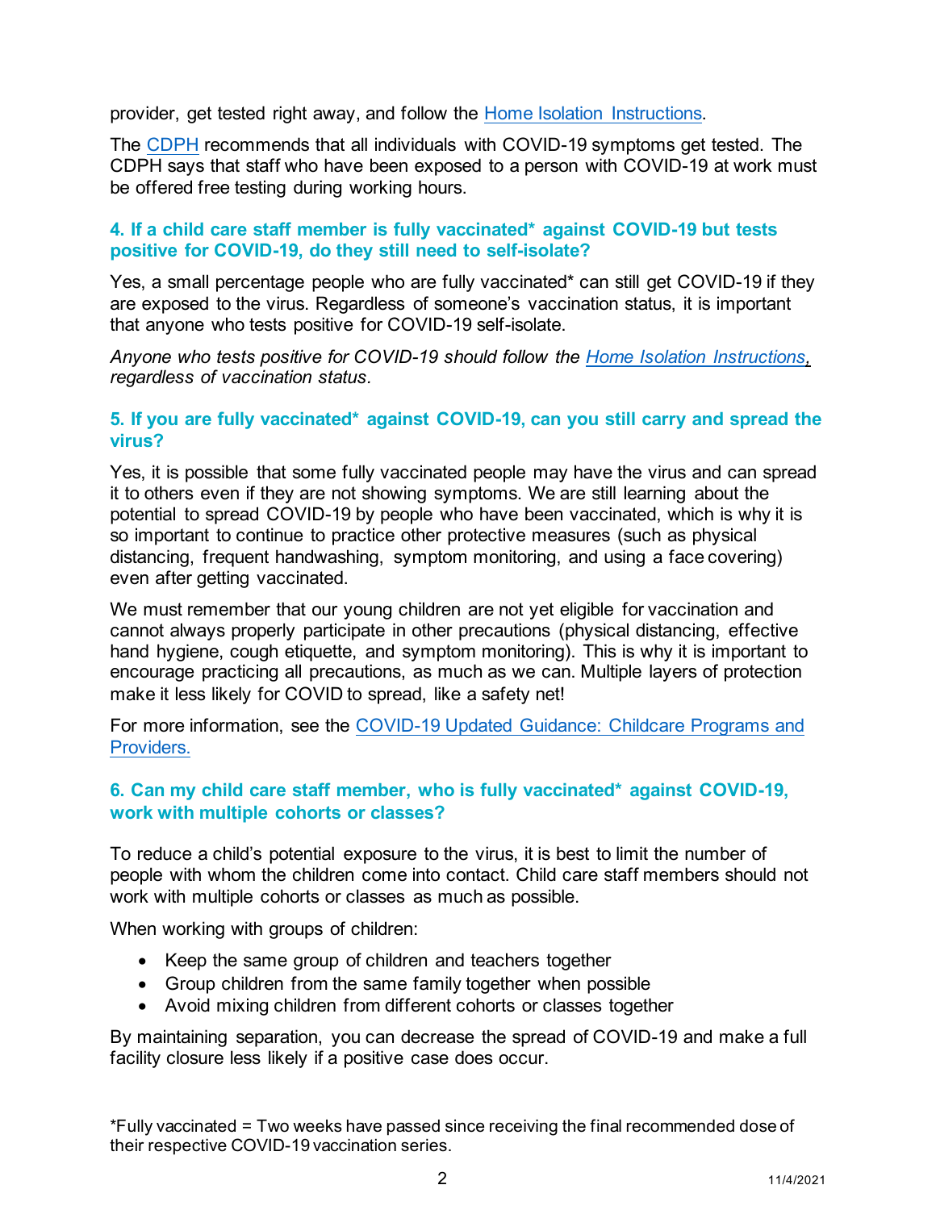provider, get tested right away, and follow the [Home Isolation Instructions](#).

The [CDPH](#) recommends that all individuals with COVID-19 symptoms get tested. The CDPH says that staff who have been exposed to a person with COVID-19 at work must be offered free testing during working hours.

### 4. If a child care staff member is fully vaccinated* against COVID-19 but tests positive for COVID-19, do they still need to self-isolate?

Yes, a small percentage people who are fully vaccinated* can still get COVID-19 if they are exposed to the virus. Regardless of someone's vaccination status, it is important that anyone who tests positive for COVID-19 self-isolate.

*Anyone who tests positive for COVID-19 should follow the [Home Isolation Instructions](#), regardless of vaccination status.*

### 5. If you are fully vaccinated* against COVID-19, can you still carry and spread the virus?

Yes, it is possible that some fully vaccinated people may have the virus and can spread it to others even if they are not showing symptoms. We are still learning about the potential to spread COVID-19 by people who have been vaccinated, which is why it is so important to continue to practice other protective measures (such as physical distancing, frequent handwashing, symptom monitoring, and using a face covering) even after getting vaccinated.

We must remember that our young children are not yet eligible for vaccination and cannot always properly participate in other precautions (physical distancing, effective hand hygiene, cough etiquette, and symptom monitoring). This is why it is important to encourage practicing all precautions, as much as we can. Multiple layers of protection make it less likely for COVID to spread, like a safety net!

For more information, see the [COVID-19 Updated Guidance: Childcare Programs and Providers.](#)

### 6. Can my child care staff member, who is fully vaccinated* against COVID-19, work with multiple cohorts or classes?

To reduce a child's potential exposure to the virus, it is best to limit the number of people with whom the children come into contact. Child care staff members should not work with multiple cohorts or classes as much as possible.

When working with groups of children:

- Keep the same group of children and teachers together
- Group children from the same family together when possible
- Avoid mixing children from different cohorts or classes together

By maintaining separation, you can decrease the spread of COVID-19 and make a full facility closure less likely if a positive case does occur.

*Fully vaccinated = Two weeks have passed since receiving the final recommended dose of their respective COVID-19 vaccination series.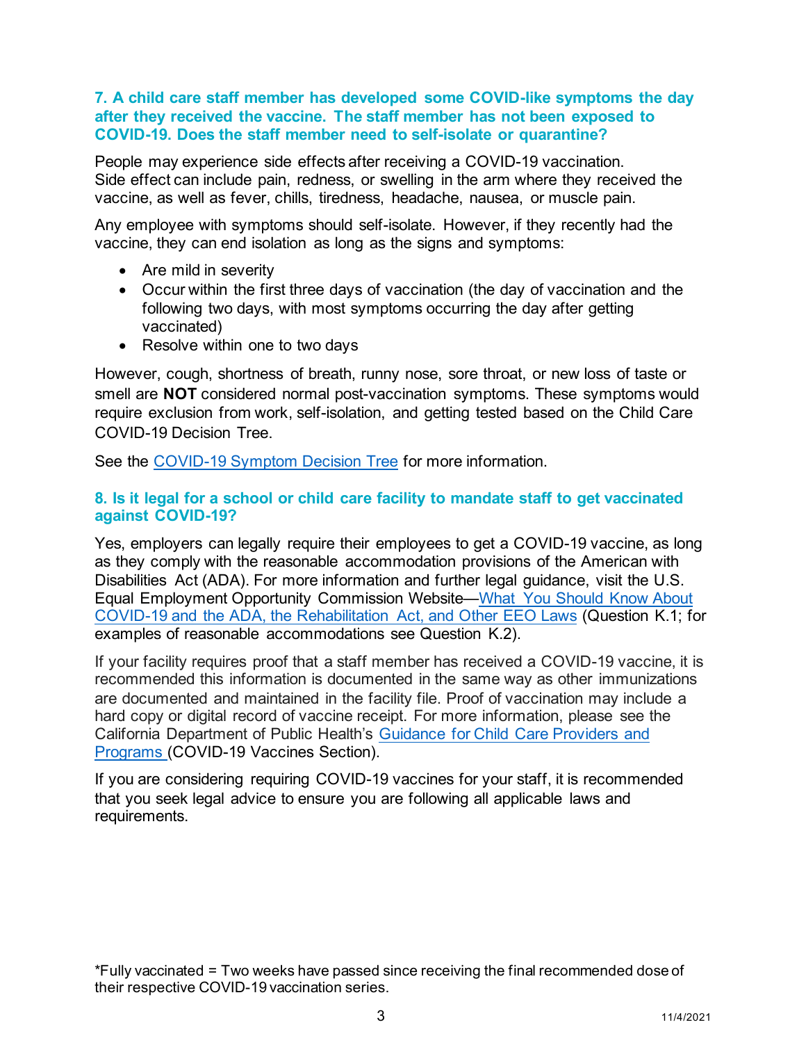### 7. A child care staff member has developed some COVID-like symptoms the day after they received the vaccine. The staff member has not been exposed to COVID-19. Does the staff member need to self-isolate or quarantine?

People may experience side effects after receiving a COVID-19 vaccination. Side effect can include pain, redness, or swelling in the arm where they received the vaccine, as well as fever, chills, tiredness, headache, nausea, or muscle pain.

Any employee with symptoms should self-isolate. However, if they recently had the vaccine, they can end isolation as long as the signs and symptoms:

- Are mild in severity
- Occur within the first three days of vaccination (the day of vaccination and the following two days, with most symptoms occurring the day after getting vaccinated)
- Resolve within one to two days

However, cough, shortness of breath, runny nose, sore throat, or new loss of taste or smell are **NOT** considered normal post-vaccination symptoms. These symptoms would require exclusion from work, self-isolation, and getting tested based on the Child Care COVID-19 Decision Tree.

See the [COVID-19 Symptom Decision Tree] for more information.

### 8. Is it legal for a school or child care facility to mandate staff to get vaccinated against COVID-19?

Yes, employers can legally require their employees to get a COVID-19 vaccine, as long as they comply with the reasonable accommodation provisions of the American with Disabilities Act (ADA). For more information and further legal guidance, visit the U.S. Equal Employment Opportunity Commission Website—[What You Should Know About COVID-19 and the ADA, the Rehabilitation Act, and Other EEO Laws] (Question K.1; for examples of reasonable accommodations see Question K.2).

If your facility requires proof that a staff member has received a COVID-19 vaccine, it is recommended this information is documented in the same way as other immunizations are documented and maintained in the facility file. Proof of vaccination may include a hard copy or digital record of vaccine receipt. For more information, please see the California Department of Public Health's [Guidance for Child Care Providers and Programs] (COVID-19 Vaccines Section).

If you are considering requiring COVID-19 vaccines for your staff, it is recommended that you seek legal advice to ensure you are following all applicable laws and requirements.

*Fully vaccinated = Two weeks have passed since receiving the final recommended dose of their respective COVID-19 vaccination series.

11/4/2021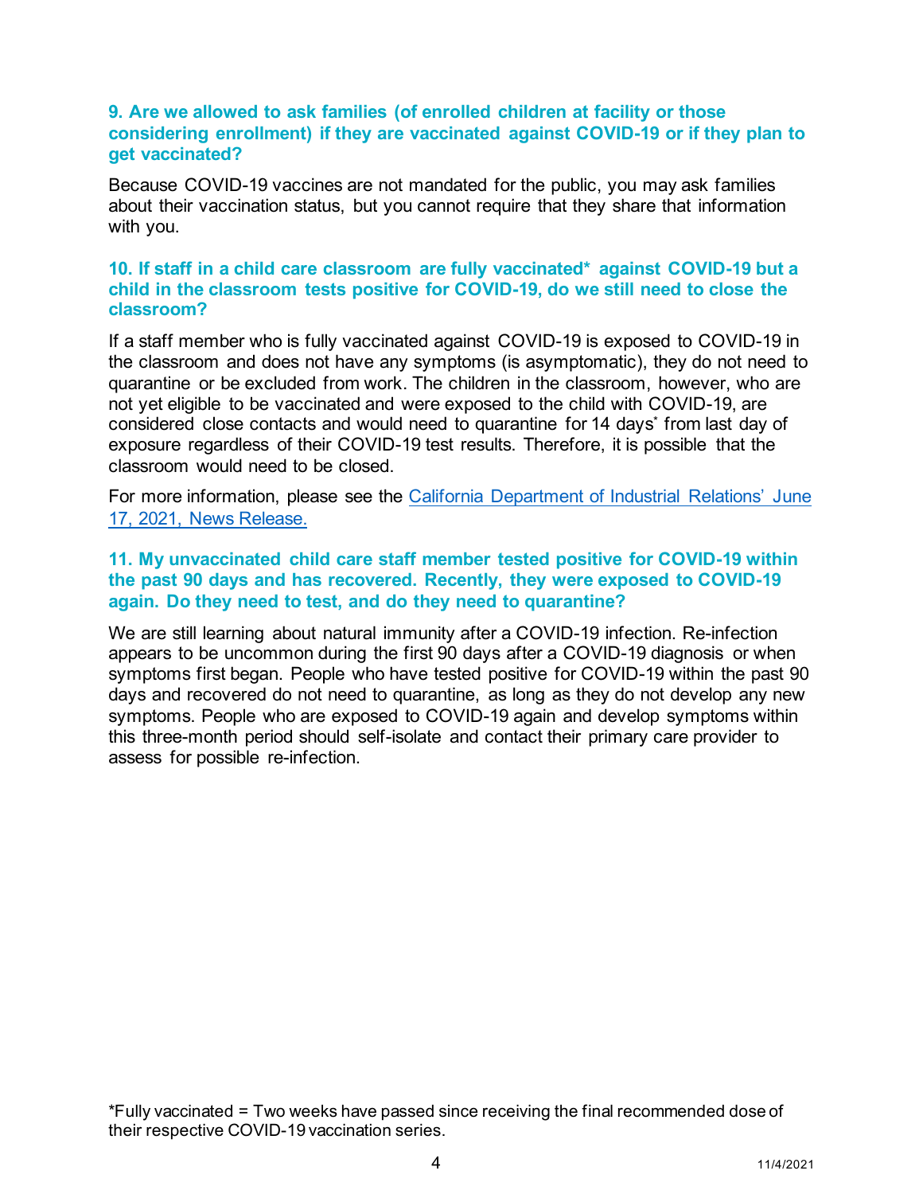### 9. Are we allowed to ask families (of enrolled children at facility or those considering enrollment) if they are vaccinated against COVID-19 or if they plan to get vaccinated?

Because COVID-19 vaccines are not mandated for the public, you may ask families about their vaccination status, but you cannot require that they share that information with you.

### 10. If staff in a child care classroom are fully vaccinated* against COVID-19 but a child in the classroom tests positive for COVID-19, do we still need to close the classroom?

If a staff member who is fully vaccinated against COVID-19 is exposed to COVID-19 in the classroom and does not have any symptoms (is asymptomatic), they do not need to quarantine or be excluded from work. The children in the classroom, however, who are not yet eligible to be vaccinated and were exposed to the child with COVID-19, are considered close contacts and would need to quarantine for 14 days* from last day of exposure regardless of their COVID-19 test results. Therefore, it is possible that the classroom would need to be closed.

For more information, please see the California Department of Industrial Relations' June 17, 2021, News Release.

### 11. My unvaccinated child care staff member tested positive for COVID-19 within the past 90 days and has recovered. Recently, they were exposed to COVID-19 again. Do they need to test, and do they need to quarantine?

We are still learning about natural immunity after a COVID-19 infection. Re-infection appears to be uncommon during the first 90 days after a COVID-19 diagnosis or when symptoms first began. People who have tested positive for COVID-19 within the past 90 days and recovered do not need to quarantine, as long as they do not develop any new symptoms. People who are exposed to COVID-19 again and develop symptoms within this three-month period should self-isolate and contact their primary care provider to assess for possible re-infection.

*Fully vaccinated = Two weeks have passed since receiving the final recommended dose of their respective COVID-19 vaccination series.